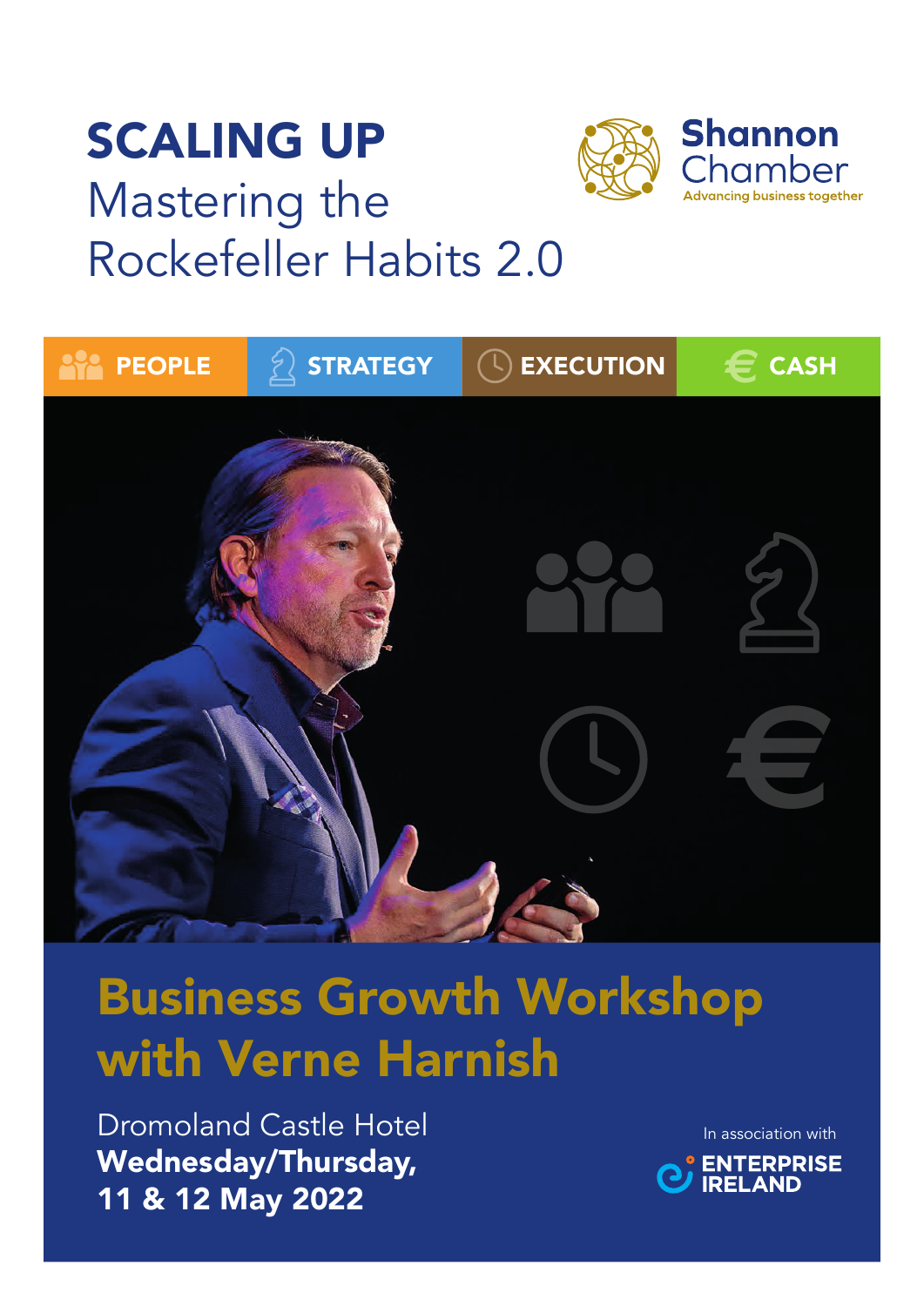# SCALING UP

## Mastering the Rockefeller Habits 2.0

**Shannon Chamber**
Advancing business together

PEOPLE | STRATEGY | EXECUTION | CASH

## Business Growth Workshop with Verne Harnish

Dromoland Castle Hotel
**Wednesday/Thursday, 11 & 12 May 2022**

In association with
ENTERPRISE IRELAND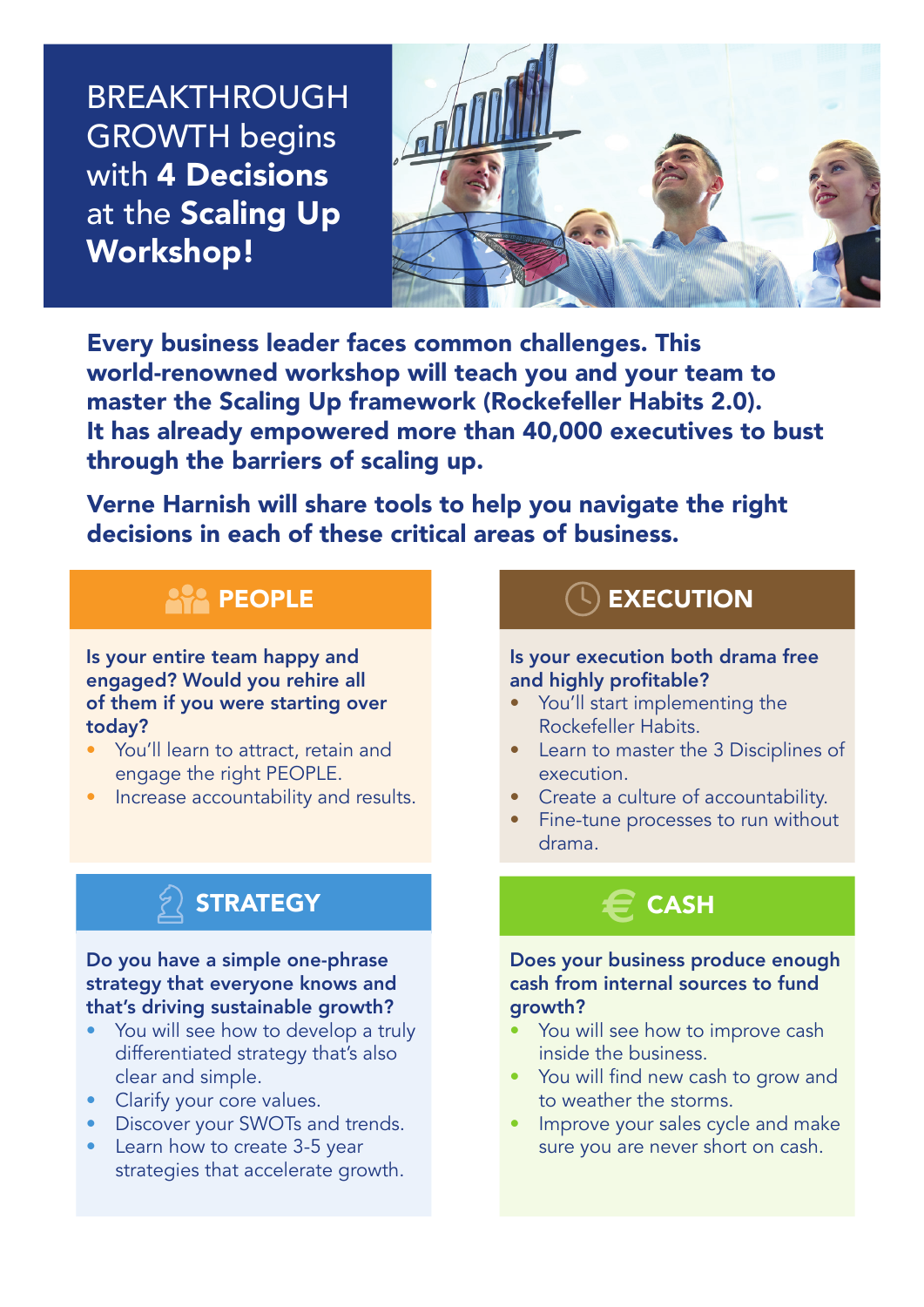# BREAKTHROUGH GROWTH begins with **4 Decisions** at the **Scaling Up Workshop!**

**Every business leader faces common challenges. This world-renowned workshop will teach you and your team to master the Scaling Up framework (Rockefeller Habits 2.0). It has already empowered more than 40,000 executives to bust through the barriers of scaling up.**

**Verne Harnish will share tools to help you navigate the right decisions in each of these critical areas of business.**

## PEOPLE

**Is your entire team happy and engaged? Would you rehire all of them if you were starting over today?**

- You'll learn to attract, retain and engage the right PEOPLE.
- Increase accountability and results.

## EXECUTION

**Is your execution both drama free and highly profitable?**

- You'll start implementing the Rockefeller Habits.
- Learn to master the 3 Disciplines of execution.
- Create a culture of accountability.
- Fine-tune processes to run without drama.

## STRATEGY

**Do you have a simple one-phrase strategy that everyone knows and that's driving sustainable growth?**

- You will see how to develop a truly differentiated strategy that's also clear and simple.
- Clarify your core values.
- Discover your SWOTs and trends.
- Learn how to create 3-5 year strategies that accelerate growth.

## CASH

**Does your business produce enough cash from internal sources to fund growth?**

- You will see how to improve cash inside the business.
- You will find new cash to grow and to weather the storms.
- Improve your sales cycle and make sure you are never short on cash.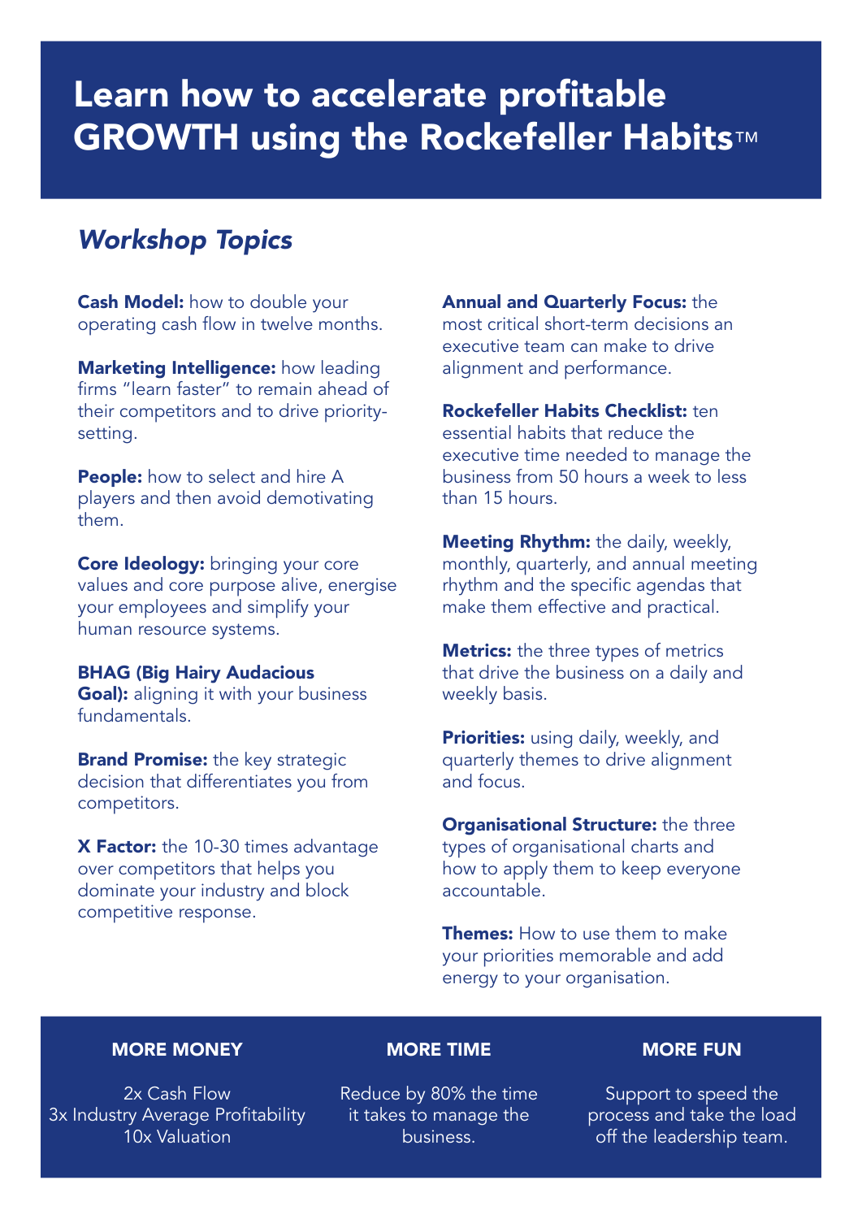# Learn how to accelerate profitable GROWTH using the Rockefeller Habits™

## *Workshop Topics*

**Cash Model:** how to double your operating cash flow in twelve months.

**Marketing Intelligence:** how leading firms "learn faster" to remain ahead of their competitors and to drive priority-setting.

**People:** how to select and hire A players and then avoid demotivating them.

**Core Ideology:** bringing your core values and core purpose alive, energise your employees and simplify your human resource systems.

**BHAG (Big Hairy Audacious Goal):** aligning it with your business fundamentals.

**Brand Promise:** the key strategic decision that differentiates you from competitors.

**X Factor:** the 10-30 times advantage over competitors that helps you dominate your industry and block competitive response.

**Annual and Quarterly Focus:** the most critical short-term decisions an executive team can make to drive alignment and performance.

**Rockefeller Habits Checklist:** ten essential habits that reduce the executive time needed to manage the business from 50 hours a week to less than 15 hours.

**Meeting Rhythm:** the daily, weekly, monthly, quarterly, and annual meeting rhythm and the specific agendas that make them effective and practical.

**Metrics:** the three types of metrics that drive the business on a daily and weekly basis.

**Priorities:** using daily, weekly, and quarterly themes to drive alignment and focus.

**Organisational Structure:** the three types of organisational charts and how to apply them to keep everyone accountable.

**Themes:** How to use them to make your priorities memorable and add energy to your organisation.

**MORE MONEY**

2x Cash Flow
3x Industry Average Profitability
10x Valuation

**MORE TIME**

Reduce by 80% the time it takes to manage the business.

**MORE FUN**

Support to speed the process and take the load off the leadership team.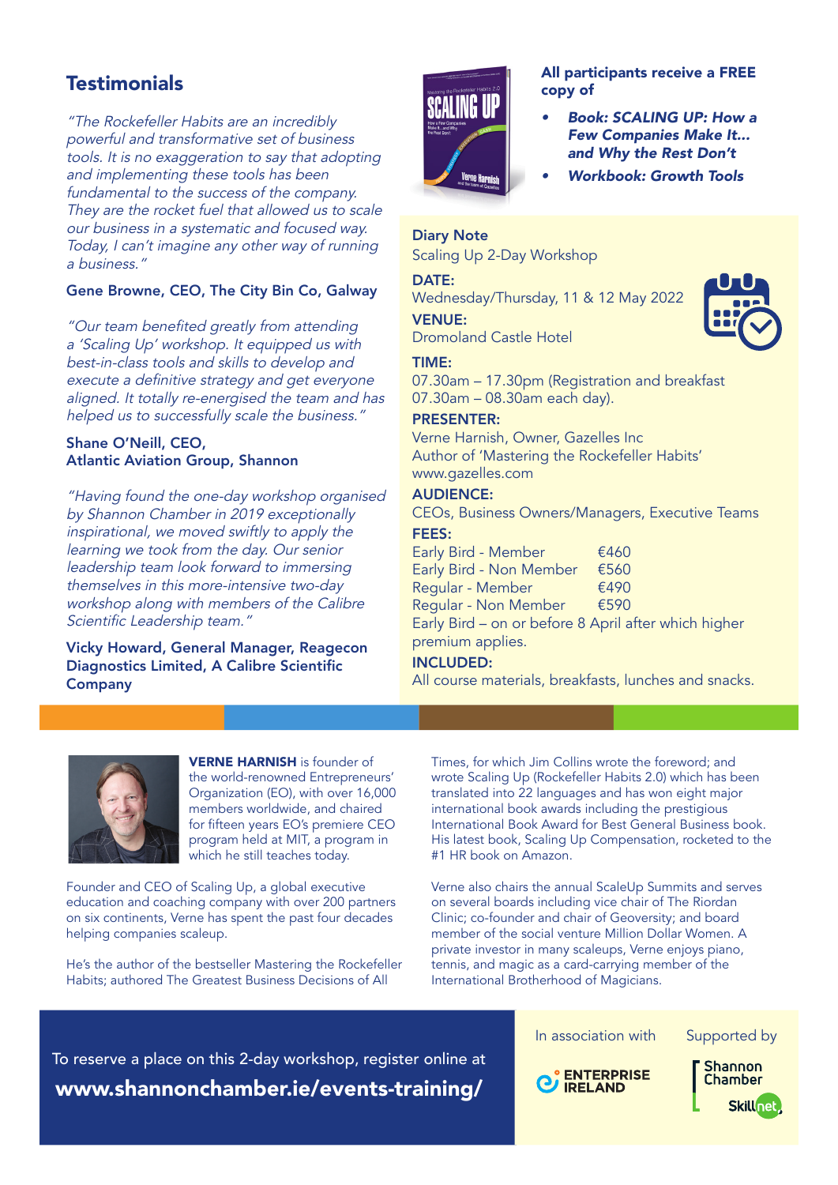## Testimonials

*"The Rockefeller Habits are an incredibly powerful and transformative set of business tools. It is no exaggeration to say that adopting and implementing these tools has been fundamental to the success of the company. They are the rocket fuel that allowed us to scale our business in a systematic and focused way. Today, I can't imagine any other way of running a business."*

**Gene Browne, CEO, The City Bin Co, Galway**

*"Our team benefited greatly from attending a 'Scaling Up' workshop. It equipped us with best-in-class tools and skills to develop and execute a definitive strategy and get everyone aligned. It totally re-energised the team and has helped us to successfully scale the business."*

**Shane O'Neill, CEO,**
**Atlantic Aviation Group, Shannon**

*"Having found the one-day workshop organised by Shannon Chamber in 2019 exceptionally inspirational, we moved swiftly to apply the learning we took from the day. Our senior leadership team look forward to immersing themselves in this more-intensive two-day workshop along with members of the Calibre Scientific Leadership team."*

**Vicky Howard, General Manager, Reagecon Diagnostics Limited, A Calibre Scientific Company**

**All participants receive a FREE copy of**

- ***Book: SCALING UP: How a Few Companies Make It... and Why the Rest Don't***
- ***Workbook: Growth Tools***

**Diary Note**
Scaling Up 2-Day Workshop

**DATE:**
Wednesday/Thursday, 11 & 12 May 2022

**VENUE:**
Dromoland Castle Hotel

**TIME:**
07.30am – 17.30pm (Registration and breakfast 07.30am – 08.30am each day).

**PRESENTER:**
Verne Harnish, Owner, Gazelles Inc
Author of 'Mastering the Rockefeller Habits'
www.gazelles.com

**AUDIENCE:**
CEOs, Business Owners/Managers, Executive Teams

**FEES:**

| | |
|---|---|
| Early Bird - Member | €460 |
| Early Bird - Non Member | €560 |
| Regular - Member | €490 |
| Regular - Non Member | €590 |

Early Bird – on or before 8 April after which higher premium applies.

**INCLUDED:**
All course materials, breakfasts, lunches and snacks.

**VERNE HARNISH** is founder of the world-renowned Entrepreneurs' Organization (EO), with over 16,000 members worldwide, and chaired for fifteen years EO's premiere CEO program held at MIT, a program in which he still teaches today.

Founder and CEO of Scaling Up, a global executive education and coaching company with over 200 partners on six continents, Verne has spent the past four decades helping companies scaleup.

He's the author of the bestseller Mastering the Rockefeller Habits; authored The Greatest Business Decisions of All Times, for which Jim Collins wrote the foreword; and wrote Scaling Up (Rockefeller Habits 2.0) which has been translated into 22 languages and has won eight major international book awards including the prestigious International Book Award for Best General Business book. His latest book, Scaling Up Compensation, rocketed to the #1 HR book on Amazon.

Verne also chairs the annual ScaleUp Summits and serves on several boards including vice chair of The Riordan Clinic; co-founder and chair of Geoversity; and board member of the social venture Million Dollar Women. A private investor in many scaleups, Verne enjoys piano, tennis, and magic as a card-carrying member of the International Brotherhood of Magicians.

To reserve a place on this 2-day workshop, register online at
**www.shannonchamber.ie/events-training/**

In association with ENTERPRISE IRELAND

Supported by Shannon Chamber Skillnet